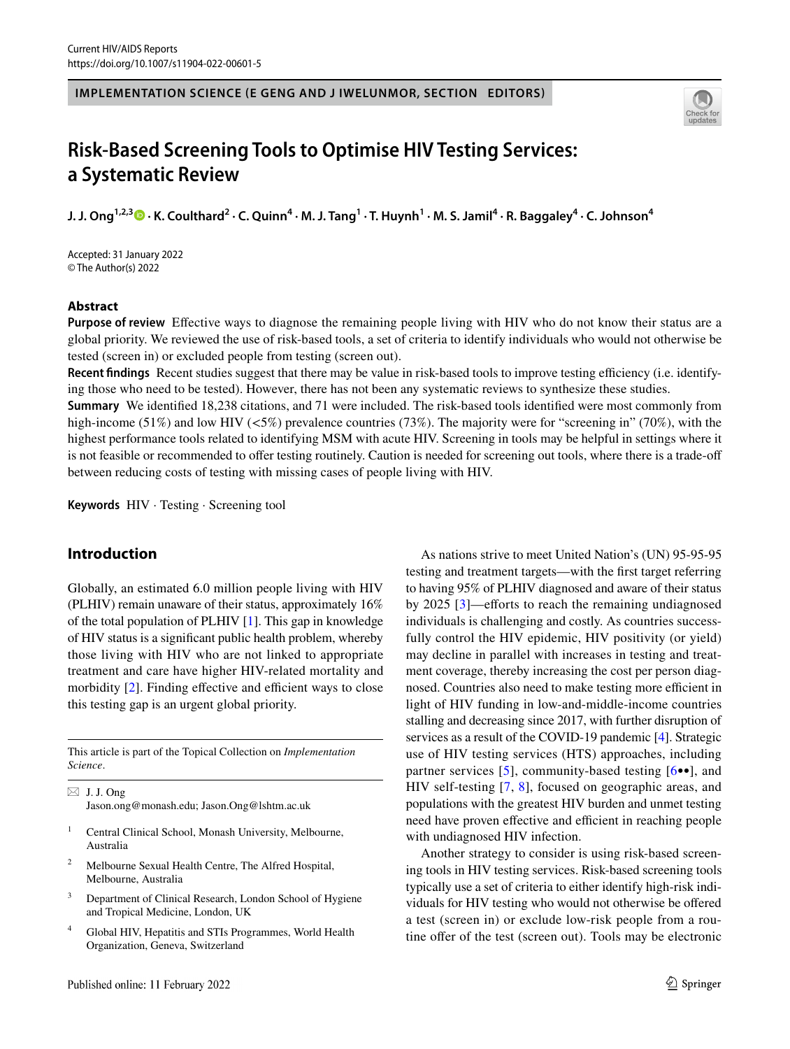IMPLEMENTATION SCIENCE (E GENG AND J IWELUNMOR, SECTION EDITORS)

# Risk-Based Screening Tools to Optimise HIV Testing Services: a Systematic Review

**J. J. Ong[1,2,3] · K. Coulthard[2] · C. Quinn[4] · M. J. Tang[1] · T. Huynh[1] · M. S. Jamil[4] · R. Baggaley[4] · C. Johnson[4]**

Accepted: 31 January 2022
© The Author(s) 2022

## Abstract

**Purpose of review** Effective ways to diagnose the remaining people living with HIV who do not know their status are a global priority. We reviewed the use of risk-based tools, a set of criteria to identify individuals who would not otherwise be tested (screen in) or excluded people from testing (screen out).

**Recent findings** Recent studies suggest that there may be value in risk-based tools to improve testing efficiency (i.e. identifying those who need to be tested). However, there has not been any systematic reviews to synthesize these studies.

**Summary** We identified 18,238 citations, and 71 were included. The risk-based tools identified were most commonly from high-income (51%) and low HIV (<5%) prevalence countries (73%). The majority were for "screening in" (70%), with the highest performance tools related to identifying MSM with acute HIV. Screening in tools may be helpful in settings where it is not feasible or recommended to offer testing routinely. Caution is needed for screening out tools, where there is a trade-off between reducing costs of testing with missing cases of people living with HIV.

**Keywords** HIV · Testing · Screening tool

## Introduction

Globally, an estimated 6.0 million people living with HIV (PLHIV) remain unaware of their status, approximately 16% of the total population of PLHIV [1]. This gap in knowledge of HIV status is a significant public health problem, whereby those living with HIV who are not linked to appropriate treatment and care have higher HIV-related mortality and morbidity [2]. Finding effective and efficient ways to close this testing gap is an urgent global priority.

As nations strive to meet United Nation's (UN) 95-95-95 testing and treatment targets—with the first target referring to having 95% of PLHIV diagnosed and aware of their status by 2025 [3]—efforts to reach the remaining undiagnosed individuals is challenging and costly. As countries successfully control the HIV epidemic, HIV positivity (or yield) may decline in parallel with increases in testing and treatment coverage, thereby increasing the cost per person diagnosed. Countries also need to make testing more efficient in light of HIV funding in low-and-middle-income countries stalling and decreasing since 2017, with further disruption of services as a result of the COVID-19 pandemic [4]. Strategic use of HIV testing services (HTS) approaches, including partner services [5], community-based testing [6••], and HIV self-testing [7, 8], focused on geographic areas, and populations with the greatest HIV burden and unmet testing need have proven effective and efficient in reaching people with undiagnosed HIV infection.

Another strategy to consider is using risk-based screening tools in HIV testing services. Risk-based screening tools typically use a set of criteria to either identify high-risk individuals for HIV testing who would not otherwise be offered a test (screen in) or exclude low-risk people from a routine offer of the test (screen out). Tools may be electronic

---

This article is part of the Topical Collection on *Implementation Science*.

✉ J. J. Ong
Jason.ong@monash.edu; Jason.Ong@lshtm.ac.uk

1. Central Clinical School, Monash University, Melbourne, Australia
2. Melbourne Sexual Health Centre, The Alfred Hospital, Melbourne, Australia
3. Department of Clinical Research, London School of Hygiene and Tropical Medicine, London, UK
4. Global HIV, Hepatitis and STIs Programmes, World Health Organization, Geneva, Switzerland

Published online: 11 February 2022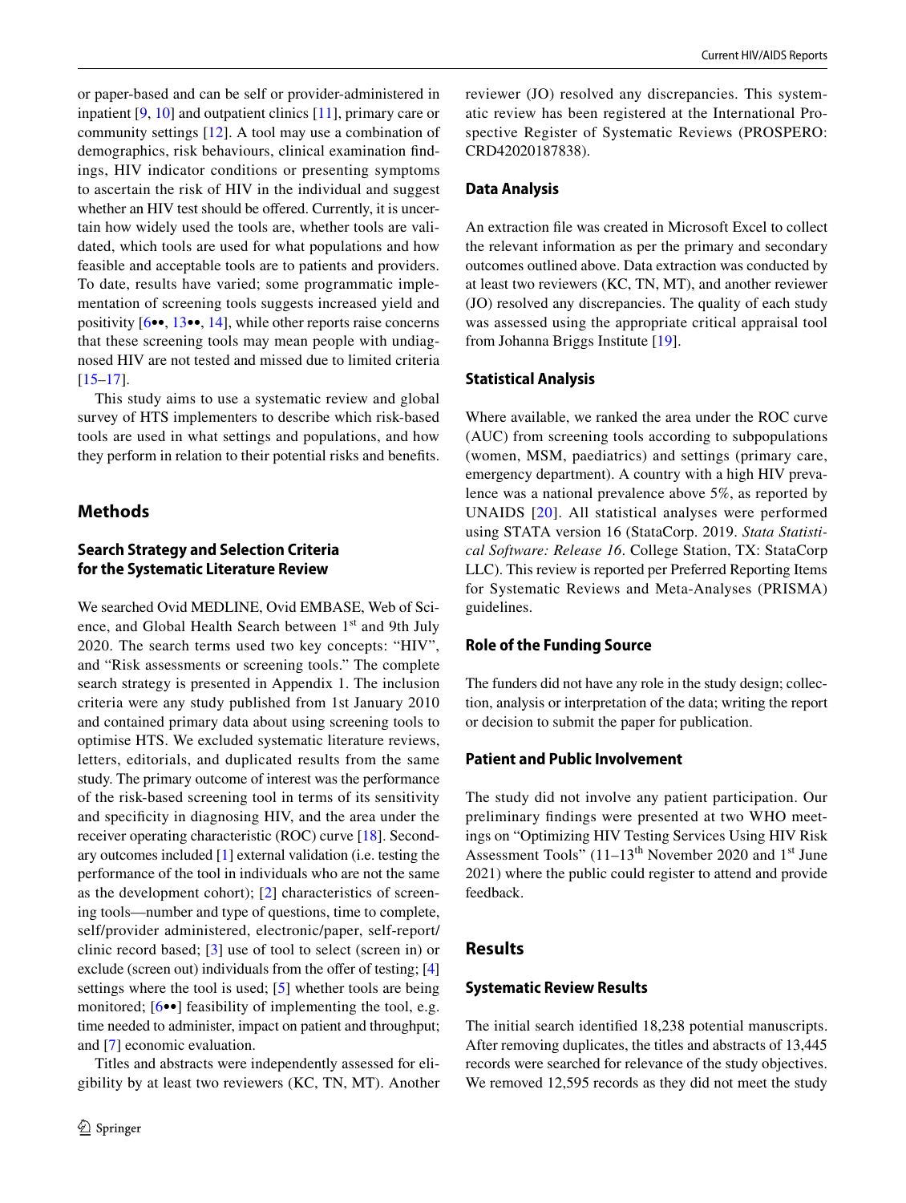or paper-based and can be self or provider-administered in inpatient [9, 10] and outpatient clinics [11], primary care or community settings [12]. A tool may use a combination of demographics, risk behaviours, clinical examination findings, HIV indicator conditions or presenting symptoms to ascertain the risk of HIV in the individual and suggest whether an HIV test should be offered. Currently, it is uncertain how widely used the tools are, whether tools are validated, which tools are used for what populations and how feasible and acceptable tools are to patients and providers. To date, results have varied; some programmatic implementation of screening tools suggests increased yield and positivity [6••, 13••, 14], while other reports raise concerns that these screening tools may mean people with undiagnosed HIV are not tested and missed due to limited criteria [15–17].

This study aims to use a systematic review and global survey of HTS implementers to describe which risk-based tools are used in what settings and populations, and how they perform in relation to their potential risks and benefits.

## Methods

### Search Strategy and Selection Criteria for the Systematic Literature Review

We searched Ovid MEDLINE, Ovid EMBASE, Web of Science, and Global Health Search between 1st and 9th July 2020. The search terms used two key concepts: "HIV", and "Risk assessments or screening tools." The complete search strategy is presented in Appendix 1. The inclusion criteria were any study published from 1st January 2010 and contained primary data about using screening tools to optimise HTS. We excluded systematic literature reviews, letters, editorials, and duplicated results from the same study. The primary outcome of interest was the performance of the risk-based screening tool in terms of its sensitivity and specificity in diagnosing HIV, and the area under the receiver operating characteristic (ROC) curve [18]. Secondary outcomes included [1] external validation (i.e. testing the performance of the tool in individuals who are not the same as the development cohort); [2] characteristics of screening tools—number and type of questions, time to complete, self/provider administered, electronic/paper, self-report/clinic record based; [3] use of tool to select (screen in) or exclude (screen out) individuals from the offer of testing; [4] settings where the tool is used; [5] whether tools are being monitored; [6••] feasibility of implementing the tool, e.g. time needed to administer, impact on patient and throughput; and [7] economic evaluation.

Titles and abstracts were independently assessed for eligibility by at least two reviewers (KC, TN, MT). Another reviewer (JO) resolved any discrepancies. This systematic review has been registered at the International Prospective Register of Systematic Reviews (PROSPERO: CRD42020187838).

### Data Analysis

An extraction file was created in Microsoft Excel to collect the relevant information as per the primary and secondary outcomes outlined above. Data extraction was conducted by at least two reviewers (KC, TN, MT), and another reviewer (JO) resolved any discrepancies. The quality of each study was assessed using the appropriate critical appraisal tool from Johanna Briggs Institute [19].

### Statistical Analysis

Where available, we ranked the area under the ROC curve (AUC) from screening tools according to subpopulations (women, MSM, paediatrics) and settings (primary care, emergency department). A country with a high HIV prevalence was a national prevalence above 5%, as reported by UNAIDS [20]. All statistical analyses were performed using STATA version 16 (StataCorp. 2019. *Stata Statistical Software: Release 16*. College Station, TX: StataCorp LLC). This review is reported per Preferred Reporting Items for Systematic Reviews and Meta-Analyses (PRISMA) guidelines.

### Role of the Funding Source

The funders did not have any role in the study design; collection, analysis or interpretation of the data; writing the report or decision to submit the paper for publication.

### Patient and Public Involvement

The study did not involve any patient participation. Our preliminary findings were presented at two WHO meetings on "Optimizing HIV Testing Services Using HIV Risk Assessment Tools" (11–13th November 2020 and 1st June 2021) where the public could register to attend and provide feedback.

## Results

### Systematic Review Results

The initial search identified 18,238 potential manuscripts. After removing duplicates, the titles and abstracts of 13,445 records were searched for relevance of the study objectives. We removed 12,595 records as they did not meet the study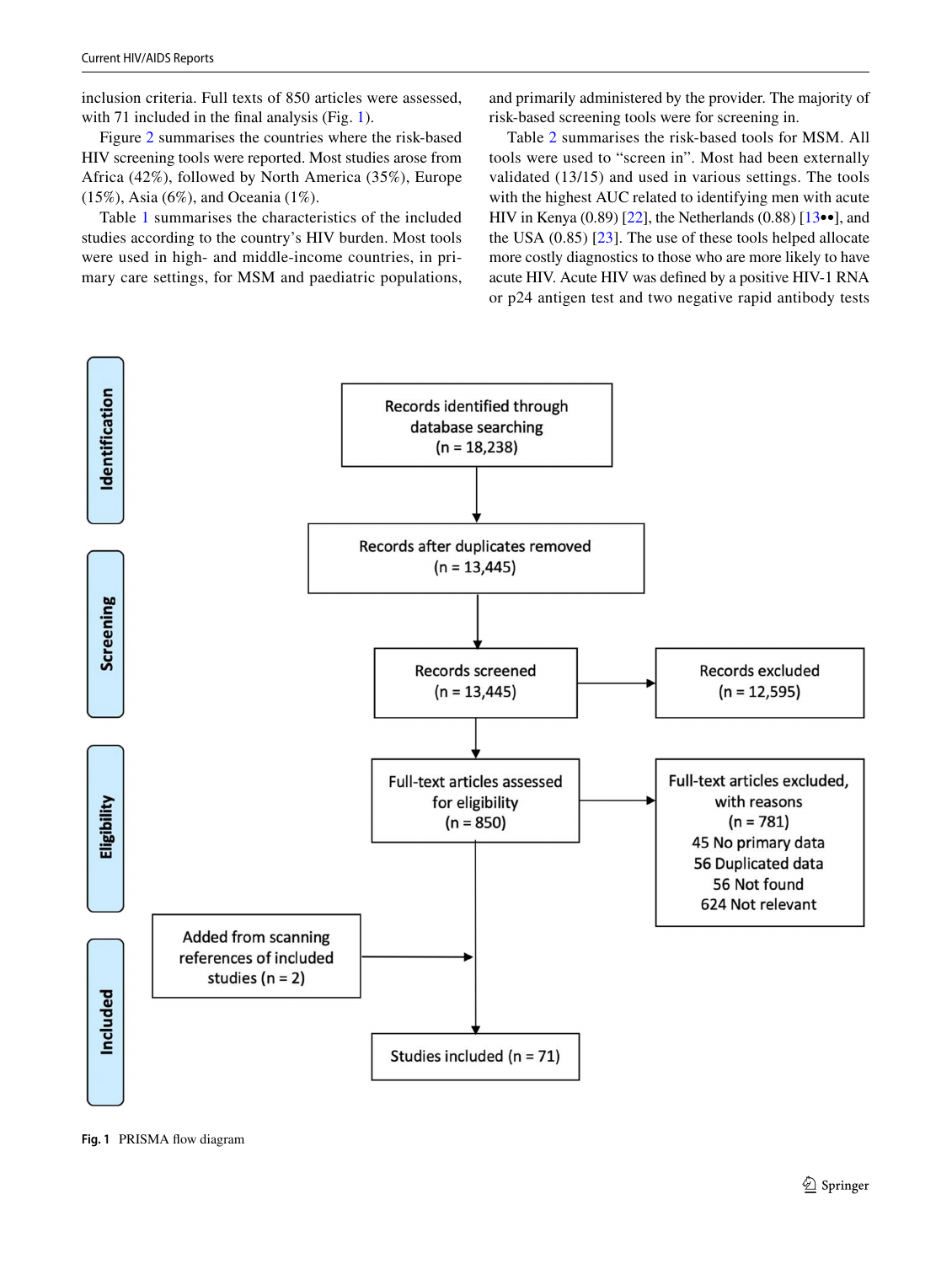inclusion criteria. Full texts of 850 articles were assessed, with 71 included in the final analysis (Fig. 1).

Figure 2 summarises the countries where the risk-based HIV screening tools were reported. Most studies arose from Africa (42%), followed by North America (35%), Europe (15%), Asia (6%), and Oceania (1%).

Table 1 summarises the characteristics of the included studies according to the country's HIV burden. Most tools were used in high- and middle-income countries, in primary care settings, for MSM and paediatric populations, and primarily administered by the provider. The majority of risk-based screening tools were for screening in.

Table 2 summarises the risk-based tools for MSM. All tools were used to "screen in". Most had been externally validated (13/15) and used in various settings. The tools with the highest AUC related to identifying men with acute HIV in Kenya (0.89) [22], the Netherlands (0.88) [13••], and the USA (0.85) [23]. The use of these tools helped allocate more costly diagnostics to those who are more likely to have acute HIV. Acute HIV was defined by a positive HIV-1 RNA or p24 antigen test and two negative rapid antibody tests

**Identification**

Records identified through database searching (n = 18,238)

↓

**Screening**

Records after duplicates removed (n = 13,445)

↓

Records screened (n = 13,445) → Records excluded (n = 12,595)

↓

**Eligibility**

Full-text articles assessed for eligibility (n = 850) → Full-text articles excluded, with reasons (n = 781)
- 45 No primary data
- 56 Duplicated data
- 56 Not found
- 624 Not relevant

↓

**Included**

Added from scanning references of included studies (n = 2) →

Studies included (n = 71)

**Fig. 1** PRISMA flow diagram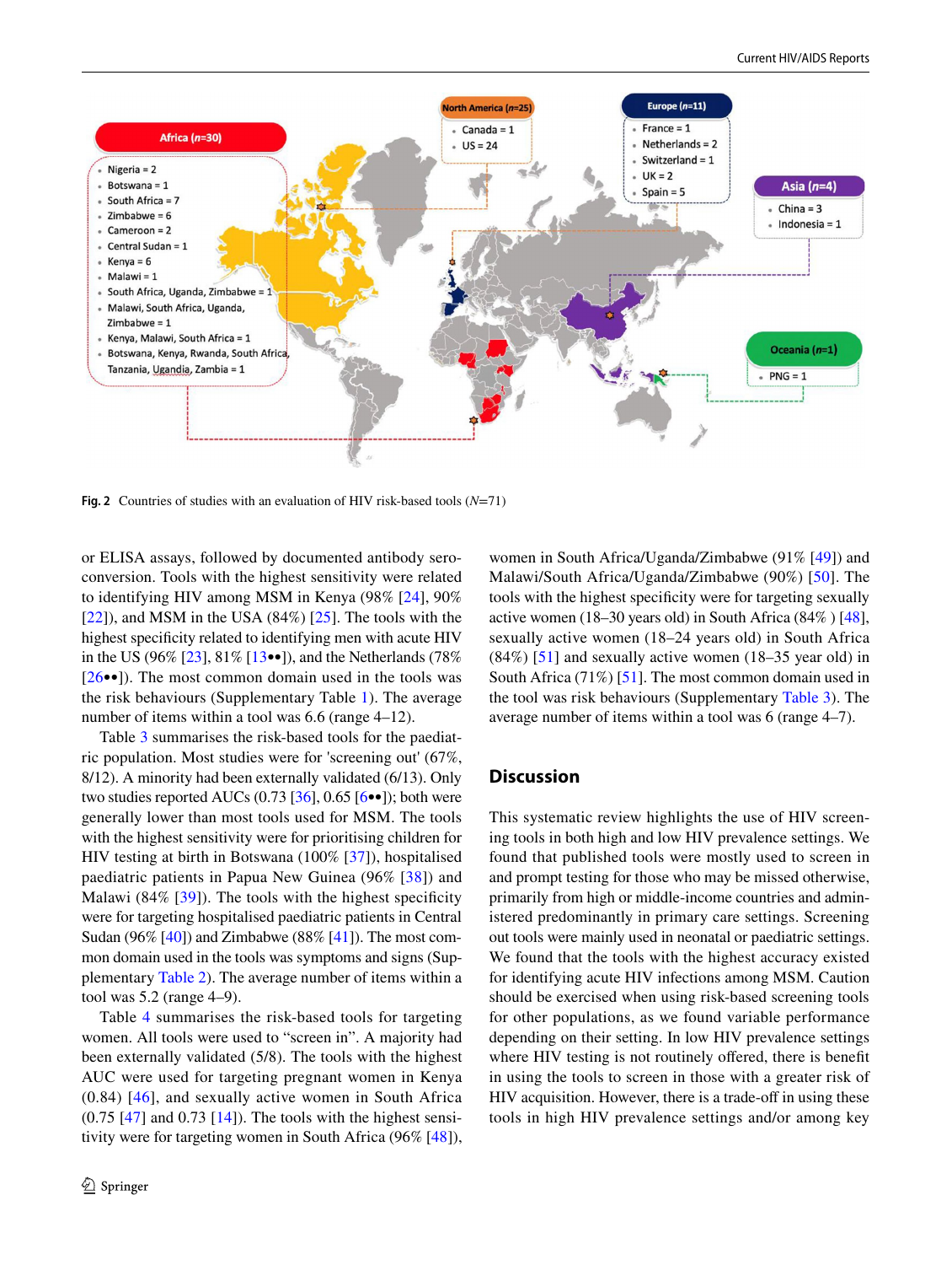Fig. 2 Countries of studies with an evaluation of HIV risk-based tools (N=71)

or ELISA assays, followed by documented antibody seroconversion. Tools with the highest sensitivity were related to identifying HIV among MSM in Kenya (98% [24], 90% [22]), and MSM in the USA (84%) [25]. The tools with the highest specificity related to identifying men with acute HIV in the US (96% [23], 81% [13••]), and the Netherlands (78% [26••]). The most common domain used in the tools was the risk behaviours (Supplementary Table 1). The average number of items within a tool was 6.6 (range 4–12).

Table 3 summarises the risk-based tools for the paediatric population. Most studies were for 'screening out' (67%, 8/12). A minority had been externally validated (6/13). Only two studies reported AUCs (0.73 [36], 0.65 [6••]); both were generally lower than most tools used for MSM. The tools with the highest sensitivity were for prioritising children for HIV testing at birth in Botswana (100% [37]), hospitalised paediatric patients in Papua New Guinea (96% [38]) and Malawi (84% [39]). The tools with the highest specificity were for targeting hospitalised paediatric patients in Central Sudan (96% [40]) and Zimbabwe (88% [41]). The most common domain used in the tools was symptoms and signs (Supplementary Table 2). The average number of items within a tool was 5.2 (range 4–9).

Table 4 summarises the risk-based tools for targeting women. All tools were used to "screen in". A majority had been externally validated (5/8). The tools with the highest AUC were used for targeting pregnant women in Kenya (0.84) [46], and sexually active women in South Africa (0.75 [47] and 0.73 [14]). The tools with the highest sensitivity were for targeting women in South Africa (96% [48]), women in South Africa/Uganda/Zimbabwe (91% [49]) and Malawi/South Africa/Uganda/Zimbabwe (90%) [50]. The tools with the highest specificity were for targeting sexually active women (18–30 years old) in South Africa (84% ) [48], sexually active women (18–24 years old) in South Africa (84%) [51] and sexually active women (18–35 year old) in South Africa (71%) [51]. The most common domain used in the tool was risk behaviours (Supplementary Table 3). The average number of items within a tool was 6 (range 4–7).

## Discussion

This systematic review highlights the use of HIV screening tools in both high and low HIV prevalence settings. We found that published tools were mostly used to screen in and prompt testing for those who may be missed otherwise, primarily from high or middle-income countries and administered predominantly in primary care settings. Screening out tools were mainly used in neonatal or paediatric settings. We found that the tools with the highest accuracy existed for identifying acute HIV infections among MSM. Caution should be exercised when using risk-based screening tools for other populations, as we found variable performance depending on their setting. In low HIV prevalence settings where HIV testing is not routinely offered, there is benefit in using the tools to screen in those with a greater risk of HIV acquisition. However, there is a trade-off in using these tools in high HIV prevalence settings and/or among key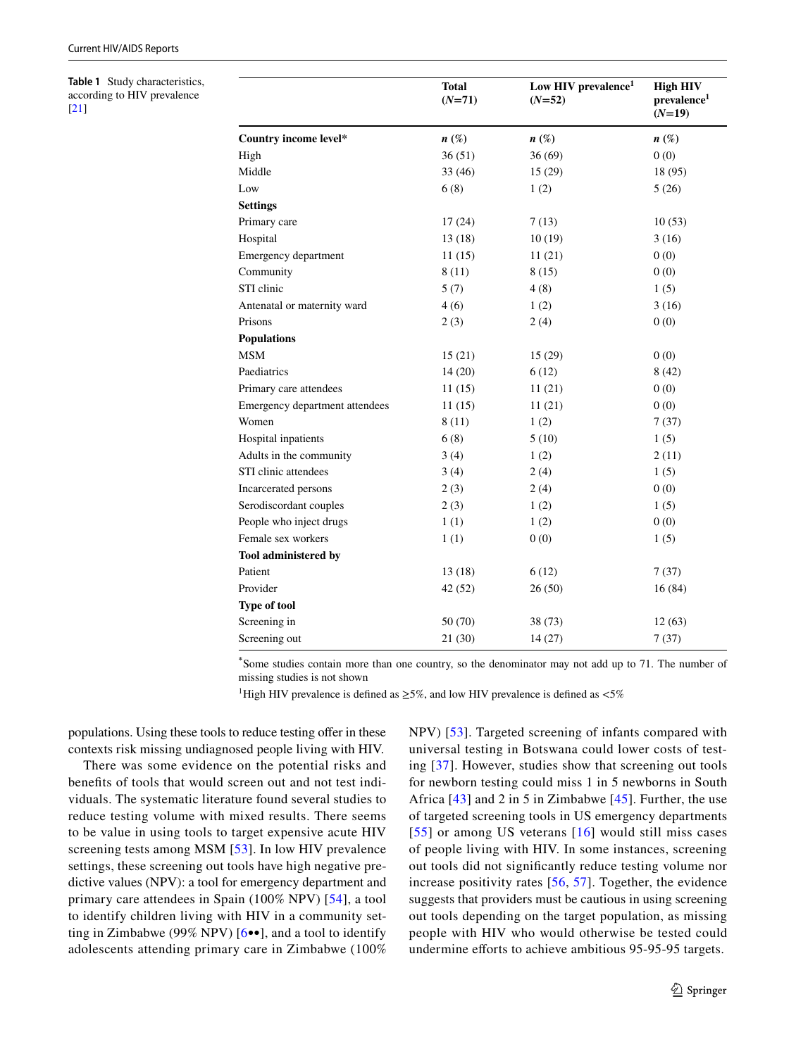**Table 1** Study characteristics, according to HIV prevalence [21]

| | Total (*N*=71) | Low HIV prevalence[1] (*N*=52) | High HIV prevalence[1] (*N*=19) |
|---|---|---|---|
| **Country income level*** | ***n* (%)** | ***n* (%)** | ***n* (%)** |
| High | 36 (51) | 36 (69) | 0 (0) |
| Middle | 33 (46) | 15 (29) | 18 (95) |
| Low | 6 (8) | 1 (2) | 5 (26) |
| **Settings** | | | |
| Primary care | 17 (24) | 7 (13) | 10 (53) |
| Hospital | 13 (18) | 10 (19) | 3 (16) |
| Emergency department | 11 (15) | 11 (21) | 0 (0) |
| Community | 8 (11) | 8 (15) | 0 (0) |
| STI clinic | 5 (7) | 4 (8) | 1 (5) |
| Antenatal or maternity ward | 4 (6) | 1 (2) | 3 (16) |
| Prisons | 2 (3) | 2 (4) | 0 (0) |
| **Populations** | | | |
| MSM | 15 (21) | 15 (29) | 0 (0) |
| Paediatrics | 14 (20) | 6 (12) | 8 (42) |
| Primary care attendees | 11 (15) | 11 (21) | 0 (0) |
| Emergency department attendees | 11 (15) | 11 (21) | 0 (0) |
| Women | 8 (11) | 1 (2) | 7 (37) |
| Hospital inpatients | 6 (8) | 5 (10) | 1 (5) |
| Adults in the community | 3 (4) | 1 (2) | 2 (11) |
| STI clinic attendees | 3 (4) | 2 (4) | 1 (5) |
| Incarcerated persons | 2 (3) | 2 (4) | 0 (0) |
| Serodiscordant couples | 2 (3) | 1 (2) | 1 (5) |
| People who inject drugs | 1 (1) | 1 (2) | 0 (0) |
| Female sex workers | 1 (1) | 0 (0) | 1 (5) |
| **Tool administered by** | | | |
| Patient | 13 (18) | 6 (12) | 7 (37) |
| Provider | 42 (52) | 26 (50) | 16 (84) |
| **Type of tool** | | | |
| Screening in | 50 (70) | 38 (73) | 12 (63) |
| Screening out | 21 (30) | 14 (27) | 7 (37) |

*Some studies contain more than one country, so the denominator may not add up to 71. The number of missing studies is not shown

[1]High HIV prevalence is defined as ≥5%, and low HIV prevalence is defined as <5%

populations. Using these tools to reduce testing offer in these contexts risk missing undiagnosed people living with HIV.

There was some evidence on the potential risks and benefits of tools that would screen out and not test individuals. The systematic literature found several studies to reduce testing volume with mixed results. There seems to be value in using tools to target expensive acute HIV screening tests among MSM [53]. In low HIV prevalence settings, these screening out tools have high negative predictive values (NPV): a tool for emergency department and primary care attendees in Spain (100% NPV) [54], a tool to identify children living with HIV in a community setting in Zimbabwe (99% NPV) [6••], and a tool to identify adolescents attending primary care in Zimbabwe (100% NPV) [53]. Targeted screening of infants compared with universal testing in Botswana could lower costs of testing [37]. However, studies show that screening out tools for newborn testing could miss 1 in 5 newborns in South Africa [43] and 2 in 5 in Zimbabwe [45]. Further, the use of targeted screening tools in US emergency departments [55] or among US veterans [16] would still miss cases of people living with HIV. In some instances, screening out tools did not significantly reduce testing volume nor increase positivity rates [56, 57]. Together, the evidence suggests that providers must be cautious in using screening out tools depending on the target population, as missing people with HIV who would otherwise be tested could undermine efforts to achieve ambitious 95-95-95 targets.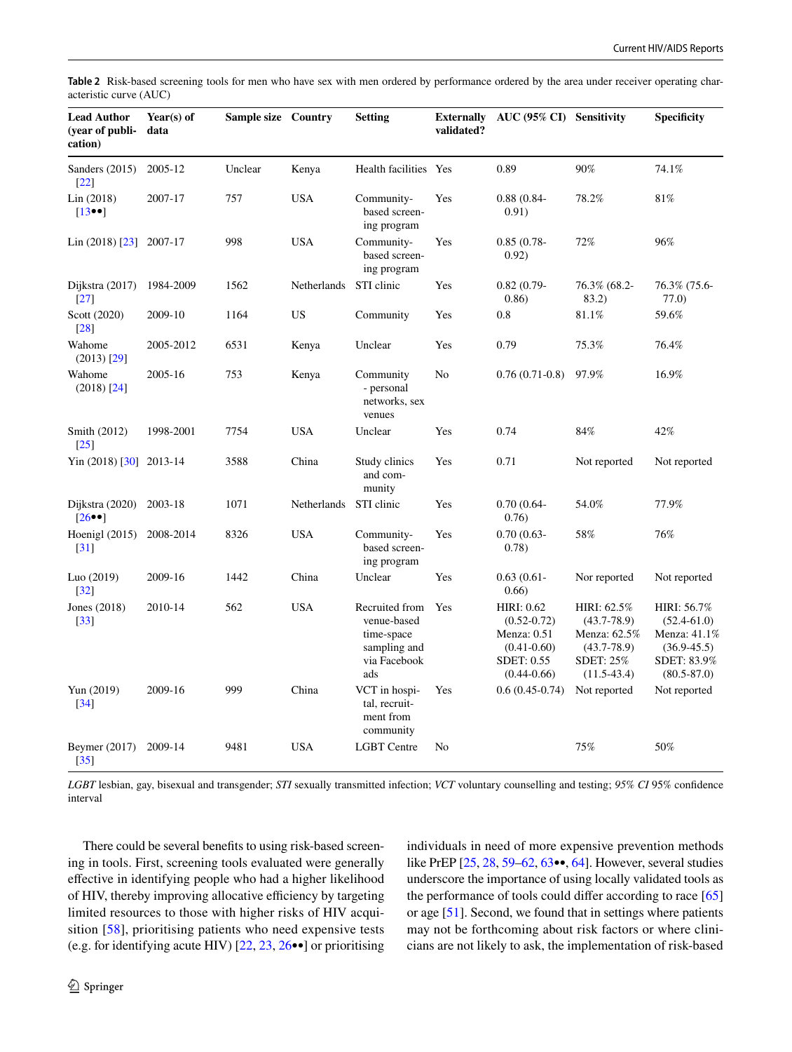**Table 2** Risk-based screening tools for men who have sex with men ordered by performance ordered by the area under receiver operating characteristic curve (AUC)

| Lead Author (year of publication) | Year(s) of data | Sample size | Country | Setting | Externally validated? | AUC (95% CI) | Sensitivity | Specificity |
|---|---|---|---|---|---|---|---|---|
| Sanders (2015) [22] | 2005-12 | Unclear | Kenya | Health facilities | Yes | 0.89 | 90% | 74.1% |
| Lin (2018) [13••] | 2007-17 | 757 | USA | Community-based screening program | Yes | 0.88 (0.84-0.91) | 78.2% | 81% |
| Lin (2018) [23] | 2007-17 | 998 | USA | Community-based screening program | Yes | 0.85 (0.78-0.92) | 72% | 96% |
| Dijkstra (2017) [27] | 1984-2009 | 1562 | Netherlands | STI clinic | Yes | 0.82 (0.79-0.86) | 76.3% (68.2-83.2) | 76.3% (75.6-77.0) |
| Scott (2020) [28] | 2009-10 | 1164 | US | Community | Yes | 0.8 | 81.1% | 59.6% |
| Wahome (2013) [29] | 2005-2012 | 6531 | Kenya | Unclear | Yes | 0.79 | 75.3% | 76.4% |
| Wahome (2018) [24] | 2005-16 | 753 | Kenya | Community - personal networks, sex venues | No | 0.76 (0.71-0.8) | 97.9% | 16.9% |
| Smith (2012) [25] | 1998-2001 | 7754 | USA | Unclear | Yes | 0.74 | 84% | 42% |
| Yin (2018) [30] | 2013-14 | 3588 | China | Study clinics and community | Yes | 0.71 | Not reported | Not reported |
| Dijkstra (2020) [26••] | 2003-18 | 1071 | Netherlands | STI clinic | Yes | 0.70 (0.64-0.76) | 54.0% | 77.9% |
| Hoenigl (2015) [31] | 2008-2014 | 8326 | USA | Community-based screening program | Yes | 0.70 (0.63-0.78) | 58% | 76% |
| Luo (2019) [32] | 2009-16 | 1442 | China | Unclear | Yes | 0.63 (0.61-0.66) | Nor reported | Not reported |
| Jones (2018) [33] | 2010-14 | 562 | USA | Recruited from venue-based time-space sampling and via Facebook ads | Yes | HIRI: 0.62 (0.52-0.72) Menza: 0.51 (0.41-0.60) SDET: 0.55 (0.44-0.66) | HIRI: 62.5% (43.7-78.9) Menza: 62.5% (43.7-78.9) SDET: 25% (11.5-43.4) | HIRI: 56.7% (52.4-61.0) Menza: 41.1% (36.9-45.5) SDET: 83.9% (80.5-87.0) |
| Yun (2019) [34] | 2009-16 | 999 | China | VCT in hospital, recruitment from community | Yes | 0.6 (0.45-0.74) | Not reported | Not reported |
| Beymer (2017) [35] | 2009-14 | 9481 | USA | LGBT Centre | No | | 75% | 50% |

*LGBT* lesbian, gay, bisexual and transgender; *STI* sexually transmitted infection; *VCT* voluntary counselling and testing; *95% CI* 95% confidence interval

There could be several benefits to using risk-based screening in tools. First, screening tools evaluated were generally effective in identifying people who had a higher likelihood of HIV, thereby improving allocative efficiency by targeting limited resources to those with higher risks of HIV acquisition [58], prioritising patients who need expensive tests (e.g. for identifying acute HIV) [22, 23, 26••] or prioritising individuals in need of more expensive prevention methods like PrEP [25, 28, 59–62, 63••, 64]. However, several studies underscore the importance of using locally validated tools as the performance of tools could differ according to race [65] or age [51]. Second, we found that in settings where patients may not be forthcoming about risk factors or where clinicians are not likely to ask, the implementation of risk-based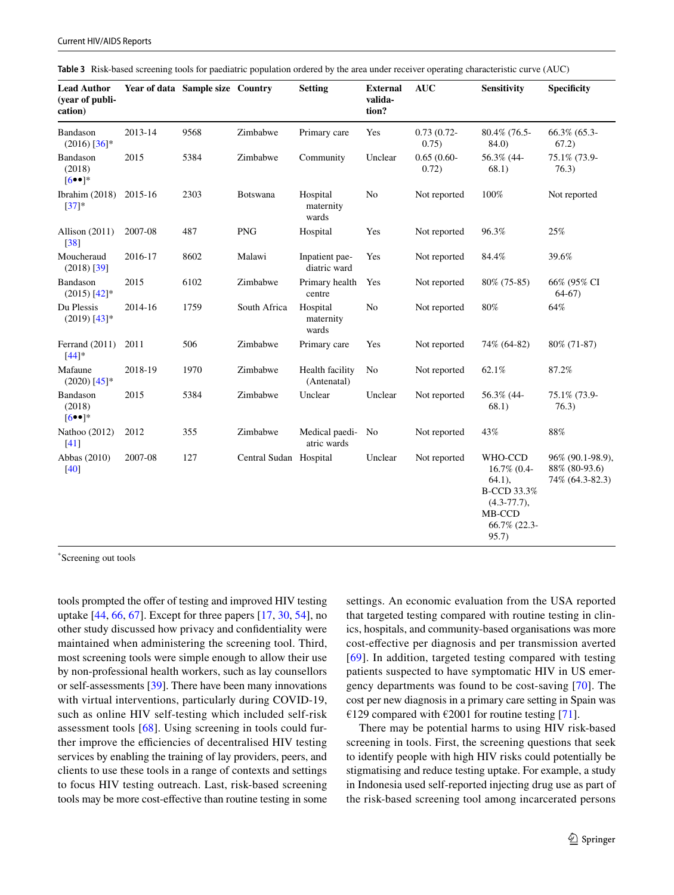**Table 3** Risk-based screening tools for paediatric population ordered by the area under receiver operating characteristic curve (AUC)

| Lead Author (year of publication) | Year of data | Sample size | Country | Setting | External validation? | AUC | Sensitivity | Specificity |
|---|---|---|---|---|---|---|---|---|
| Bandason (2016) [36]* | 2013-14 | 9568 | Zimbabwe | Primary care | Yes | 0.73 (0.72-0.75) | 80.4% (76.5-84.0) | 66.3% (65.3-67.2) |
| Bandason (2018) [6••]* | 2015 | 5384 | Zimbabwe | Community | Unclear | 0.65 (0.60-0.72) | 56.3% (44-68.1) | 75.1% (73.9-76.3) |
| Ibrahim (2018) [37]* | 2015-16 | 2303 | Botswana | Hospital maternity wards | No | Not reported | 100% | Not reported |
| Allison (2011) [38] | 2007-08 | 487 | PNG | Hospital | Yes | Not reported | 96.3% | 25% |
| Moucheraud (2018) [39] | 2016-17 | 8602 | Malawi | Inpatient paediatric ward | Yes | Not reported | 84.4% | 39.6% |
| Bandason (2015) [42]* | 2015 | 6102 | Zimbabwe | Primary health centre | Yes | Not reported | 80% (75-85) | 66% (95% CI 64-67) |
| Du Plessis (2019) [43]* | 2014-16 | 1759 | South Africa | Hospital maternity wards | No | Not reported | 80% | 64% |
| Ferrand (2011) [44]* | 2011 | 506 | Zimbabwe | Primary care | Yes | Not reported | 74% (64-82) | 80% (71-87) |
| Mafaune (2020) [45]* | 2018-19 | 1970 | Zimbabwe | Health facility (Antenatal) | No | Not reported | 62.1% | 87.2% |
| Bandason (2018) [6••]* | 2015 | 5384 | Zimbabwe | Unclear | Unclear | Not reported | 56.3% (44-68.1) | 75.1% (73.9-76.3) |
| Nathoo (2012) [41] | 2012 | 355 | Zimbabwe | Medical paediatric wards | No | Not reported | 43% | 88% |
| Abbas (2010) [40] | 2007-08 | 127 | Central Sudan | Hospital | Unclear | Not reported | WHO-CCD 16.7% (0.4-64.1), B-CCD 33.3% (4.3-77.7), MB-CCD 66.7% (22.3-95.7) | 96% (90.1-98.9), 88% (80-93.6) 74% (64.3-82.3) |

*Screening out tools

tools prompted the offer of testing and improved HIV testing uptake [44, 66, 67]. Except for three papers [17, 30, 54], no other study discussed how privacy and confidentiality were maintained when administering the screening tool. Third, most screening tools were simple enough to allow their use by non-professional health workers, such as lay counsellors or self-assessments [39]. There have been many innovations with virtual interventions, particularly during COVID-19, such as online HIV self-testing which included self-risk assessment tools [68]. Using screening in tools could further improve the efficiencies of decentralised HIV testing services by enabling the training of lay providers, peers, and clients to use these tools in a range of contexts and settings to focus HIV testing outreach. Last, risk-based screening tools may be more cost-effective than routine testing in some settings. An economic evaluation from the USA reported that targeted testing compared with routine testing in clinics, hospitals, and community-based organisations was more cost-effective per diagnosis and per transmission averted [69]. In addition, targeted testing compared with testing patients suspected to have symptomatic HIV in US emergency departments was found to be cost-saving [70]. The cost per new diagnosis in a primary care setting in Spain was €129 compared with €2001 for routine testing [71].

There may be potential harms to using HIV risk-based screening in tools. First, the screening questions that seek to identify people with high HIV risks could potentially be stigmatising and reduce testing uptake. For example, a study in Indonesia used self-reported injecting drug use as part of the risk-based screening tool among incarcerated persons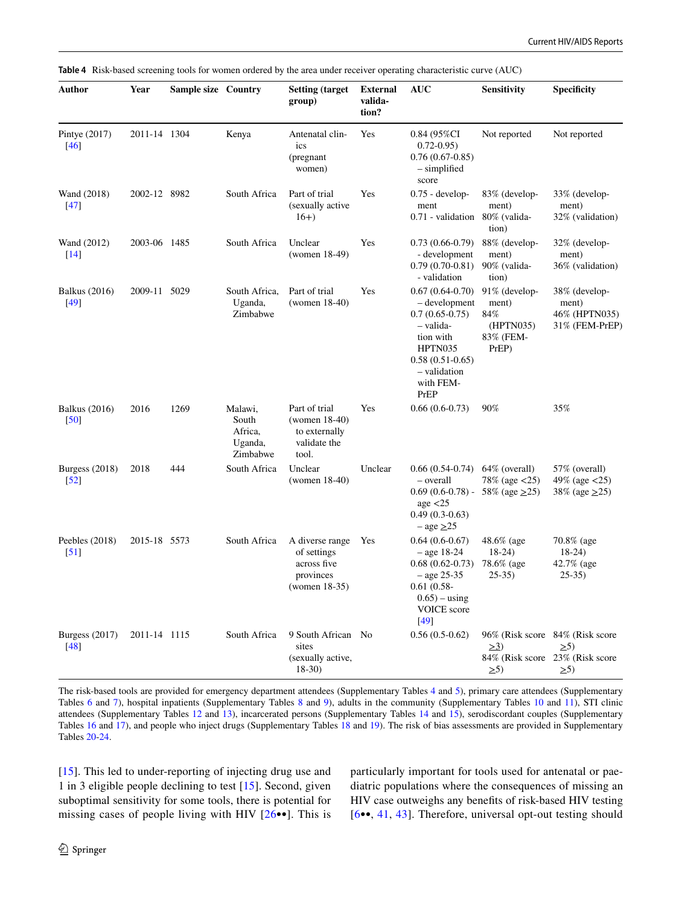**Table 4** Risk-based screening tools for women ordered by the area under receiver operating characteristic curve (AUC)

| Author | Year | Sample size | Country | Setting (target group) | External validation? | AUC | Sensitivity | Specificity |
|---|---|---|---|---|---|---|---|---|
| Pintye (2017) [46] | 2011-14 | 1304 | Kenya | Antenatal clinics (pregnant women) | Yes | 0.84 (95%CI 0.72-0.95) 0.76 (0.67-0.85) – simplified score | Not reported | Not reported |
| Wand (2018) [47] | 2002-12 | 8982 | South Africa | Part of trial (sexually active 16+) | Yes | 0.75 - development 0.71 - validation | 83% (development) 80% (validation) | 33% (development) 32% (validation) |
| Wand (2012) [14] | 2003-06 | 1485 | South Africa | Unclear (women 18-49) | Yes | 0.73 (0.66-0.79) - development 0.79 (0.70-0.81) - validation | 88% (development) 90% (validation) | 32% (development) 36% (validation) |
| Balkus (2016) [49] | 2009-11 | 5029 | South Africa, Uganda, Zimbabwe | Part of trial (women 18-40) | Yes | 0.67 (0.64-0.70) – development 0.7 (0.65-0.75) – validation with HPTN035 0.58 (0.51-0.65) – validation with FEM-PrEP | 91% (development) 84% (HPTN035) 83% (FEM-PrEP) | 38% (development) 46% (HPTN035) 31% (FEM-PrEP) |
| Balkus (2016) [50] | 2016 | 1269 | Malawi, South Africa, Uganda, Zimbabwe | Part of trial (women 18-40) to externally validate the tool. | Yes | 0.66 (0.6-0.73) | 90% | 35% |
| Burgess (2018) [52] | 2018 | 444 | South Africa | Unclear (women 18-40) | Unclear | 0.66 (0.54-0.74) – overall 0.69 (0.6-0.78) - age <25 0.49 (0.3-0.63) – age ≥25 | 64% (overall) 78% (age <25) 58% (age ≥25) | 57% (overall) 49% (age <25) 38% (age ≥25) |
| Peebles (2018) [51] | 2015-18 | 5573 | South Africa | A diverse range of settings across five provinces (women 18-35) | Yes | 0.64 (0.6-0.67) – age 18-24 0.68 (0.62-0.73) – age 25-35 0.61 (0.58-0.65) – using VOICE score [49] | 48.6% (age 18-24) 78.6% (age 25-35) | 70.8% (age 18-24) 42.7% (age 25-35) |
| Burgess (2017) [48] | 2011-14 | 1115 | South Africa | 9 South African sites (sexually active, 18-30) | No | 0.56 (0.5-0.62) | 96% (Risk score ≥3) 84% (Risk score ≥5) | 84% (Risk score ≥5) 23% (Risk score ≥5) |

The risk-based tools are provided for emergency department attendees (Supplementary Tables 4 and 5), primary care attendees (Supplementary Tables 6 and 7), hospital inpatients (Supplementary Tables 8 and 9), adults in the community (Supplementary Tables 10 and 11), STI clinic attendees (Supplementary Tables 12 and 13), incarcerated persons (Supplementary Tables 14 and 15), serodiscordant couples (Supplementary Tables 16 and 17), and people who inject drugs (Supplementary Tables 18 and 19). The risk of bias assessments are provided in Supplementary Tables 20-24.

[15]. This led to under-reporting of injecting drug use and 1 in 3 eligible people declining to test [15]. Second, given suboptimal sensitivity for some tools, there is potential for missing cases of people living with HIV [26••]. This is particularly important for tools used for antenatal or paediatric populations where the consequences of missing an HIV case outweighs any benefits of risk-based HIV testing [6••, 41, 43]. Therefore, universal opt-out testing should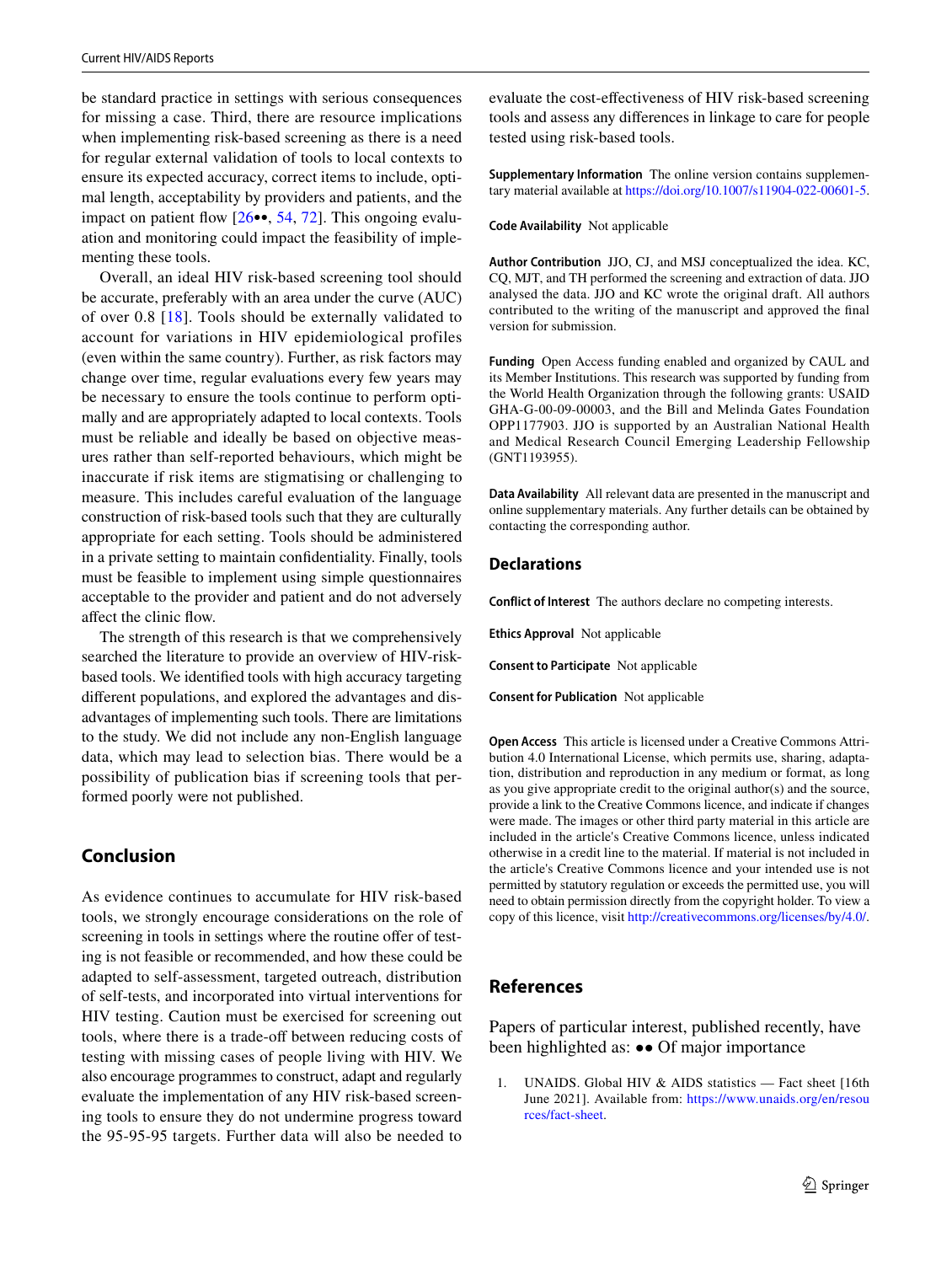be standard practice in settings with serious consequences for missing a case. Third, there are resource implications when implementing risk-based screening as there is a need for regular external validation of tools to local contexts to ensure its expected accuracy, correct items to include, optimal length, acceptability by providers and patients, and the impact on patient flow [26••, 54, 72]. This ongoing evaluation and monitoring could impact the feasibility of implementing these tools.

Overall, an ideal HIV risk-based screening tool should be accurate, preferably with an area under the curve (AUC) of over 0.8 [18]. Tools should be externally validated to account for variations in HIV epidemiological profiles (even within the same country). Further, as risk factors may change over time, regular evaluations every few years may be necessary to ensure the tools continue to perform optimally and are appropriately adapted to local contexts. Tools must be reliable and ideally be based on objective measures rather than self-reported behaviours, which might be inaccurate if risk items are stigmatising or challenging to measure. This includes careful evaluation of the language construction of risk-based tools such that they are culturally appropriate for each setting. Tools should be administered in a private setting to maintain confidentiality. Finally, tools must be feasible to implement using simple questionnaires acceptable to the provider and patient and do not adversely affect the clinic flow.

The strength of this research is that we comprehensively searched the literature to provide an overview of HIV-risk-based tools. We identified tools with high accuracy targeting different populations, and explored the advantages and disadvantages of implementing such tools. There are limitations to the study. We did not include any non-English language data, which may lead to selection bias. There would be a possibility of publication bias if screening tools that performed poorly were not published.

## Conclusion

As evidence continues to accumulate for HIV risk-based tools, we strongly encourage considerations on the role of screening in tools in settings where the routine offer of testing is not feasible or recommended, and how these could be adapted to self-assessment, targeted outreach, distribution of self-tests, and incorporated into virtual interventions for HIV testing. Caution must be exercised for screening out tools, where there is a trade-off between reducing costs of testing with missing cases of people living with HIV. We also encourage programmes to construct, adapt and regularly evaluate the implementation of any HIV risk-based screening tools to ensure they do not undermine progress toward the 95-95-95 targets. Further data will also be needed to evaluate the cost-effectiveness of HIV risk-based screening tools and assess any differences in linkage to care for people tested using risk-based tools.

**Supplementary Information** The online version contains supplementary material available at https://doi.org/10.1007/s11904-022-00601-5.

**Code Availability** Not applicable

**Author Contribution** JJO, CJ, and MSJ conceptualized the idea. KC, CQ, MJT, and TH performed the screening and extraction of data. JJO analysed the data. JJO and KC wrote the original draft. All authors contributed to the writing of the manuscript and approved the final version for submission.

**Funding** Open Access funding enabled and organized by CAUL and its Member Institutions. This research was supported by funding from the World Health Organization through the following grants: USAID GHA-G-00-09-00003, and the Bill and Melinda Gates Foundation OPP1177903. JJO is supported by an Australian National Health and Medical Research Council Emerging Leadership Fellowship (GNT1193955).

**Data Availability** All relevant data are presented in the manuscript and online supplementary materials. Any further details can be obtained by contacting the corresponding author.

## Declarations

**Conflict of Interest** The authors declare no competing interests.

**Ethics Approval** Not applicable

**Consent to Participate** Not applicable

**Consent for Publication** Not applicable

**Open Access** This article is licensed under a Creative Commons Attribution 4.0 International License, which permits use, sharing, adaptation, distribution and reproduction in any medium or format, as long as you give appropriate credit to the original author(s) and the source, provide a link to the Creative Commons licence, and indicate if changes were made. The images or other third party material in this article are included in the article's Creative Commons licence, unless indicated otherwise in a credit line to the material. If material is not included in the article's Creative Commons licence and your intended use is not permitted by statutory regulation or exceeds the permitted use, you will need to obtain permission directly from the copyright holder. To view a copy of this licence, visit http://creativecommons.org/licenses/by/4.0/.

## References

Papers of particular interest, published recently, have been highlighted as: •• Of major importance

1. UNAIDS. Global HIV & AIDS statistics — Fact sheet [16th June 2021]. Available from: https://www.unaids.org/en/resources/fact-sheet.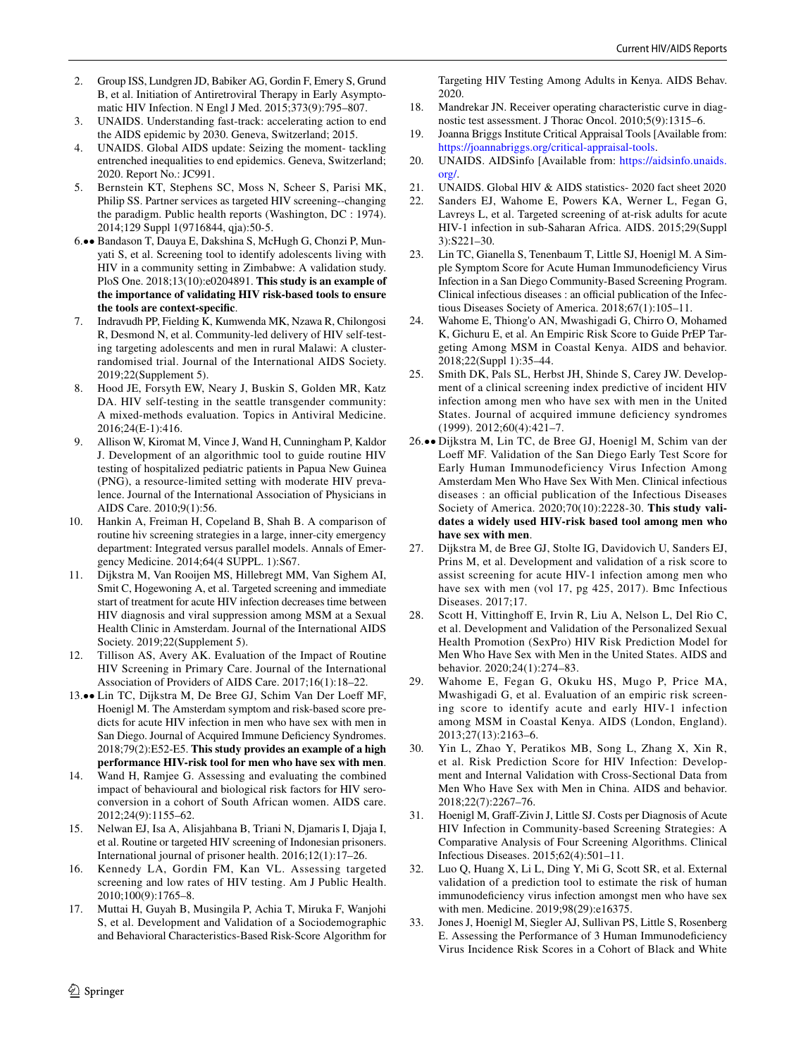2. Group ISS, Lundgren JD, Babiker AG, Gordin F, Emery S, Grund B, et al. Initiation of Antiretroviral Therapy in Early Asymptomatic HIV Infection. N Engl J Med. 2015;373(9):795–807.
3. UNAIDS. Understanding fast-track: accelerating action to end the AIDS epidemic by 2030. Geneva, Switzerland; 2015.
4. UNAIDS. Global AIDS update: Seizing the moment- tackling entrenched inequalities to end epidemics. Geneva, Switzerland; 2020. Report No.: JC991.
5. Bernstein KT, Stephens SC, Moss N, Scheer S, Parisi MK, Philip SS. Partner services as targeted HIV screening--changing the paradigm. Public health reports (Washington, DC : 1974). 2014;129 Suppl 1(9716844, qja):50-5.
6.•• Bandason T, Dauya E, Dakshina S, McHugh G, Chonzi P, Munyati S, et al. Screening tool to identify adolescents living with HIV in a community setting in Zimbabwe: A validation study. PloS One. 2018;13(10):e0204891. **This study is an example of the importance of validating HIV risk-based tools to ensure the tools are context-specific**.
7. Indravudh PP, Fielding K, Kumwenda MK, Nzawa R, Chilongosi R, Desmond N, et al. Community-led delivery of HIV self-testing targeting adolescents and men in rural Malawi: A cluster-randomised trial. Journal of the International AIDS Society. 2019;22(Supplement 5).
8. Hood JE, Forsyth EW, Neary J, Buskin S, Golden MR, Katz DA. HIV self-testing in the seattle transgender community: A mixed-methods evaluation. Topics in Antiviral Medicine. 2016;24(E-1):416.
9. Allison W, Kiromat M, Vince J, Wand H, Cunningham P, Kaldor J. Development of an algorithmic tool to guide routine HIV testing of hospitalized pediatric patients in Papua New Guinea (PNG), a resource-limited setting with moderate HIV prevalence. Journal of the International Association of Physicians in AIDS Care. 2010;9(1):56.
10. Hankin A, Freiman H, Copeland B, Shah B. A comparison of routine hiv screening strategies in a large, inner-city emergency department: Integrated versus parallel models. Annals of Emergency Medicine. 2014;64(4 SUPPL. 1):S67.
11. Dijkstra M, Van Rooijen MS, Hillebregt MM, Van Sighem AI, Smit C, Hogewoning A, et al. Targeted screening and immediate start of treatment for acute HIV infection decreases time between HIV diagnosis and viral suppression among MSM at a Sexual Health Clinic in Amsterdam. Journal of the International AIDS Society. 2019;22(Supplement 5).
12. Tillison AS, Avery AK. Evaluation of the Impact of Routine HIV Screening in Primary Care. Journal of the International Association of Providers of AIDS Care. 2017;16(1):18–22.
13.•• Lin TC, Dijkstra M, De Bree GJ, Schim Van Der Loeff MF, Hoenigl M. The Amsterdam symptom and risk-based score predicts for acute HIV infection in men who have sex with men in San Diego. Journal of Acquired Immune Deficiency Syndromes. 2018;79(2):E52-E5. **This study provides an example of a high performance HIV-risk tool for men who have sex with men**.
14. Wand H, Ramjee G. Assessing and evaluating the combined impact of behavioural and biological risk factors for HIV seroconversion in a cohort of South African women. AIDS care. 2012;24(9):1155–62.
15. Nelwan EJ, Isa A, Alisjahbana B, Triani N, Djamaris I, Djaja I, et al. Routine or targeted HIV screening of Indonesian prisoners. International journal of prisoner health. 2016;12(1):17–26.
16. Kennedy LA, Gordin FM, Kan VL. Assessing targeted screening and low rates of HIV testing. Am J Public Health. 2010;100(9):1765–8.
17. Muttai H, Guyah B, Musingila P, Achia T, Miruka F, Wanjohi S, et al. Development and Validation of a Sociodemographic and Behavioral Characteristics-Based Risk-Score Algorithm for Targeting HIV Testing Among Adults in Kenya. AIDS Behav. 2020.
18. Mandrekar JN. Receiver operating characteristic curve in diagnostic test assessment. J Thorac Oncol. 2010;5(9):1315–6.
19. Joanna Briggs Institute Critical Appraisal Tools [Available from: https://joannabriggs.org/critical-appraisal-tools.
20. UNAIDS. AIDSinfo [Available from: https://aidsinfo.unaids.org/.
21. UNAIDS. Global HIV & AIDS statistics- 2020 fact sheet 2020
22. Sanders EJ, Wahome E, Powers KA, Werner L, Fegan G, Lavreys L, et al. Targeted screening of at-risk adults for acute HIV-1 infection in sub-Saharan Africa. AIDS. 2015;29(Suppl 3):S221–30.
23. Lin TC, Gianella S, Tenenbaum T, Little SJ, Hoenigl M. A Simple Symptom Score for Acute Human Immunodeficiency Virus Infection in a San Diego Community-Based Screening Program. Clinical infectious diseases : an official publication of the Infectious Diseases Society of America. 2018;67(1):105–11.
24. Wahome E, Thiong'o AN, Mwashigadi G, Chirro O, Mohamed K, Gichuru E, et al. An Empiric Risk Score to Guide PrEP Targeting Among MSM in Coastal Kenya. AIDS and behavior. 2018;22(Suppl 1):35–44.
25. Smith DK, Pals SL, Herbst JH, Shinde S, Carey JW. Development of a clinical screening index predictive of incident HIV infection among men who have sex with men in the United States. Journal of acquired immune deficiency syndromes (1999). 2012;60(4):421–7.
26.•• Dijkstra M, Lin TC, de Bree GJ, Hoenigl M, Schim van der Loeff MF. Validation of the San Diego Early Test Score for Early Human Immunodeficiency Virus Infection Among Amsterdam Men Who Have Sex With Men. Clinical infectious diseases : an official publication of the Infectious Diseases Society of America. 2020;70(10):2228-30. **This study validates a widely used HIV-risk based tool among men who have sex with men**.
27. Dijkstra M, de Bree GJ, Stolte IG, Davidovich U, Sanders EJ, Prins M, et al. Development and validation of a risk score to assist screening for acute HIV-1 infection among men who have sex with men (vol 17, pg 425, 2017). Bmc Infectious Diseases. 2017;17.
28. Scott H, Vittinghoff E, Irvin R, Liu A, Nelson L, Del Rio C, et al. Development and Validation of the Personalized Sexual Health Promotion (SexPro) HIV Risk Prediction Model for Men Who Have Sex with Men in the United States. AIDS and behavior. 2020;24(1):274–83.
29. Wahome E, Fegan G, Okuku HS, Mugo P, Price MA, Mwashigadi G, et al. Evaluation of an empiric risk screening score to identify acute and early HIV-1 infection among MSM in Coastal Kenya. AIDS (London, England). 2013;27(13):2163–6.
30. Yin L, Zhao Y, Peratikos MB, Song L, Zhang X, Xin R, et al. Risk Prediction Score for HIV Infection: Development and Internal Validation with Cross-Sectional Data from Men Who Have Sex with Men in China. AIDS and behavior. 2018;22(7):2267–76.
31. Hoenigl M, Graff-Zivin J, Little SJ. Costs per Diagnosis of Acute HIV Infection in Community-based Screening Strategies: A Comparative Analysis of Four Screening Algorithms. Clinical Infectious Diseases. 2015;62(4):501–11.
32. Luo Q, Huang X, Li L, Ding Y, Mi G, Scott SR, et al. External validation of a prediction tool to estimate the risk of human immunodeficiency virus infection amongst men who have sex with men. Medicine. 2019;98(29):e16375.
33. Jones J, Hoenigl M, Siegler AJ, Sullivan PS, Little S, Rosenberg E. Assessing the Performance of 3 Human Immunodeficiency Virus Incidence Risk Scores in a Cohort of Black and White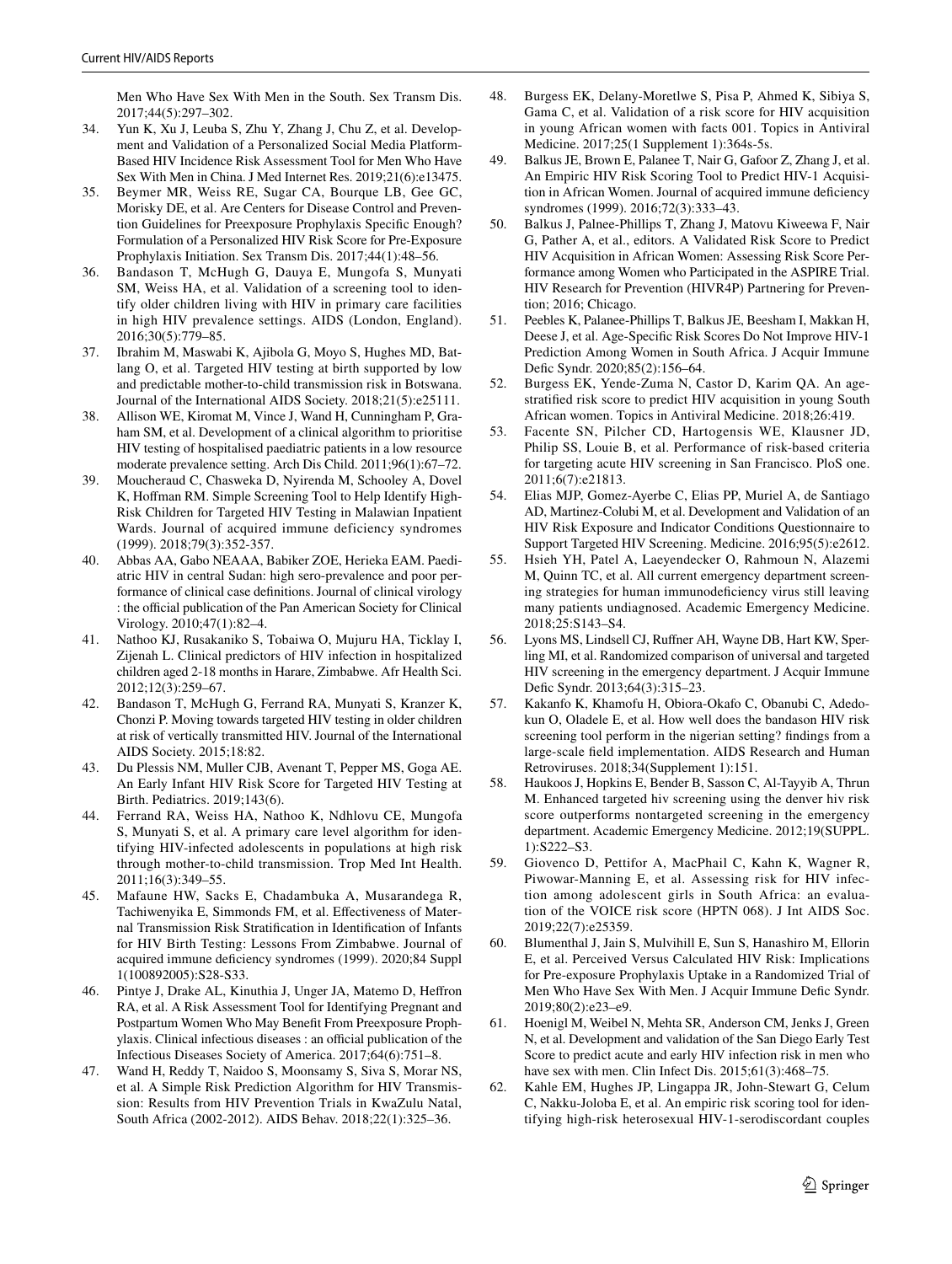Men Who Have Sex With Men in the South. Sex Transm Dis. 2017;44(5):297–302.

34. Yun K, Xu J, Leuba S, Zhu Y, Zhang J, Chu Z, et al. Development and Validation of a Personalized Social Media Platform-Based HIV Incidence Risk Assessment Tool for Men Who Have Sex With Men in China. J Med Internet Res. 2019;21(6):e13475.
35. Beymer MR, Weiss RE, Sugar CA, Bourque LB, Gee GC, Morisky DE, et al. Are Centers for Disease Control and Prevention Guidelines for Preexposure Prophylaxis Specific Enough? Formulation of a Personalized HIV Risk Score for Pre-Exposure Prophylaxis Initiation. Sex Transm Dis. 2017;44(1):48–56.
36. Bandason T, McHugh G, Dauya E, Mungofa S, Munyati SM, Weiss HA, et al. Validation of a screening tool to identify older children living with HIV in primary care facilities in high HIV prevalence settings. AIDS (London, England). 2016;30(5):779–85.
37. Ibrahim M, Maswabi K, Ajibola G, Moyo S, Hughes MD, Batlang O, et al. Targeted HIV testing at birth supported by low and predictable mother-to-child transmission risk in Botswana. Journal of the International AIDS Society. 2018;21(5):e25111.
38. Allison WE, Kiromat M, Vince J, Wand H, Cunningham P, Graham SM, et al. Development of a clinical algorithm to prioritise HIV testing of hospitalised paediatric patients in a low resource moderate prevalence setting. Arch Dis Child. 2011;96(1):67–72.
39. Moucheraud C, Chasweka D, Nyirenda M, Schooley A, Dovel K, Hoffman RM. Simple Screening Tool to Help Identify High-Risk Children for Targeted HIV Testing in Malawian Inpatient Wards. Journal of acquired immune deficiency syndromes (1999). 2018;79(3):352-357.
40. Abbas AA, Gabo NEAAA, Babiker ZOE, Herieka EAM. Paediatric HIV in central Sudan: high sero-prevalence and poor performance of clinical case definitions. Journal of clinical virology : the official publication of the Pan American Society for Clinical Virology. 2010;47(1):82–4.
41. Nathoo KJ, Rusakaniko S, Tobaiwa O, Mujuru HA, Ticklay I, Zijenah L. Clinical predictors of HIV infection in hospitalized children aged 2-18 months in Harare, Zimbabwe. Afr Health Sci. 2012;12(3):259–67.
42. Bandason T, McHugh G, Ferrand RA, Munyati S, Kranzer K, Chonzi P. Moving towards targeted HIV testing in older children at risk of vertically transmitted HIV. Journal of the International AIDS Society. 2015;18:82.
43. Du Plessis NM, Muller CJB, Avenant T, Pepper MS, Goga AE. An Early Infant HIV Risk Score for Targeted HIV Testing at Birth. Pediatrics. 2019;143(6).
44. Ferrand RA, Weiss HA, Nathoo K, Ndhlovu CE, Mungofa S, Munyati S, et al. A primary care level algorithm for identifying HIV-infected adolescents in populations at high risk through mother-to-child transmission. Trop Med Int Health. 2011;16(3):349–55.
45. Mafaune HW, Sacks E, Chadambuka A, Musarandega R, Tachiwenyika E, Simmonds FM, et al. Effectiveness of Maternal Transmission Risk Stratification in Identification of Infants for HIV Birth Testing: Lessons From Zimbabwe. Journal of acquired immune deficiency syndromes (1999). 2020;84 Suppl 1(100892005):S28-S33.
46. Pintye J, Drake AL, Kinuthia J, Unger JA, Matemo D, Heffron RA, et al. A Risk Assessment Tool for Identifying Pregnant and Postpartum Women Who May Benefit From Preexposure Prophylaxis. Clinical infectious diseases : an official publication of the Infectious Diseases Society of America. 2017;64(6):751–8.
47. Wand H, Reddy T, Naidoo S, Moonsamy S, Siva S, Morar NS, et al. A Simple Risk Prediction Algorithm for HIV Transmission: Results from HIV Prevention Trials in KwaZulu Natal, South Africa (2002-2012). AIDS Behav. 2018;22(1):325–36.
48. Burgess EK, Delany-Moretlwe S, Pisa P, Ahmed K, Sibiya S, Gama C, et al. Validation of a risk score for HIV acquisition in young African women with facts 001. Topics in Antiviral Medicine. 2017;25(1 Supplement 1):364s-5s.
49. Balkus JE, Brown E, Palanee T, Nair G, Gafoor Z, Zhang J, et al. An Empiric HIV Risk Scoring Tool to Predict HIV-1 Acquisition in African Women. Journal of acquired immune deficiency syndromes (1999). 2016;72(3):333–43.
50. Balkus J, Palnee-Phillips T, Zhang J, Matovu Kiweewa F, Nair G, Pather A, et al., editors. A Validated Risk Score to Predict HIV Acquisition in African Women: Assessing Risk Score Performance among Women who Participated in the ASPIRE Trial. HIV Research for Prevention (HIVR4P) Partnering for Prevention; 2016; Chicago.
51. Peebles K, Palanee-Phillips T, Balkus JE, Beesham I, Makkan H, Deese J, et al. Age-Specific Risk Scores Do Not Improve HIV-1 Prediction Among Women in South Africa. J Acquir Immune Defic Syndr. 2020;85(2):156–64.
52. Burgess EK, Yende-Zuma N, Castor D, Karim QA. An age-stratified risk score to predict HIV acquisition in young South African women. Topics in Antiviral Medicine. 2018;26:419.
53. Facente SN, Pilcher CD, Hartogensis WE, Klausner JD, Philip SS, Louie B, et al. Performance of risk-based criteria for targeting acute HIV screening in San Francisco. PloS one. 2011;6(7):e21813.
54. Elias MJP, Gomez-Ayerbe C, Elias PP, Muriel A, de Santiago AD, Martinez-Colubi M, et al. Development and Validation of an HIV Risk Exposure and Indicator Conditions Questionnaire to Support Targeted HIV Screening. Medicine. 2016;95(5):e2612.
55. Hsieh YH, Patel A, Laeyendecker O, Rahmoun N, Alazemi M, Quinn TC, et al. All current emergency department screening strategies for human immunodeficiency virus still leaving many patients undiagnosed. Academic Emergency Medicine. 2018;25:S143–S4.
56. Lyons MS, Lindsell CJ, Ruffner AH, Wayne DB, Hart KW, Sperling MI, et al. Randomized comparison of universal and targeted HIV screening in the emergency department. J Acquir Immune Defic Syndr. 2013;64(3):315–23.
57. Kakanfo K, Khamofu H, Obiora-Okafo C, Obanubi C, Adedokun O, Oladele E, et al. How well does the bandason HIV risk screening tool perform in the nigerian setting? findings from a large-scale field implementation. AIDS Research and Human Retroviruses. 2018;34(Supplement 1):151.
58. Haukoos J, Hopkins E, Bender B, Sasson C, Al-Tayyib A, Thrun M. Enhanced targeted hiv screening using the denver hiv risk score outperforms nontargeted screening in the emergency department. Academic Emergency Medicine. 2012;19(SUPPL. 1):S222–S3.
59. Giovenco D, Pettifor A, MacPhail C, Kahn K, Wagner R, Piwowar-Manning E, et al. Assessing risk for HIV infection among adolescent girls in South Africa: an evaluation of the VOICE risk score (HPTN 068). J Int AIDS Soc. 2019;22(7):e25359.
60. Blumenthal J, Jain S, Mulvihill E, Sun S, Hanashiro M, Ellorin E, et al. Perceived Versus Calculated HIV Risk: Implications for Pre-exposure Prophylaxis Uptake in a Randomized Trial of Men Who Have Sex With Men. J Acquir Immune Defic Syndr. 2019;80(2):e23–e9.
61. Hoenigl M, Weibel N, Mehta SR, Anderson CM, Jenks J, Green N, et al. Development and validation of the San Diego Early Test Score to predict acute and early HIV infection risk in men who have sex with men. Clin Infect Dis. 2015;61(3):468–75.
62. Kahle EM, Hughes JP, Lingappa JR, John-Stewart G, Celum C, Nakku-Joloba E, et al. An empiric risk scoring tool for identifying high-risk heterosexual HIV-1-serodiscordant couples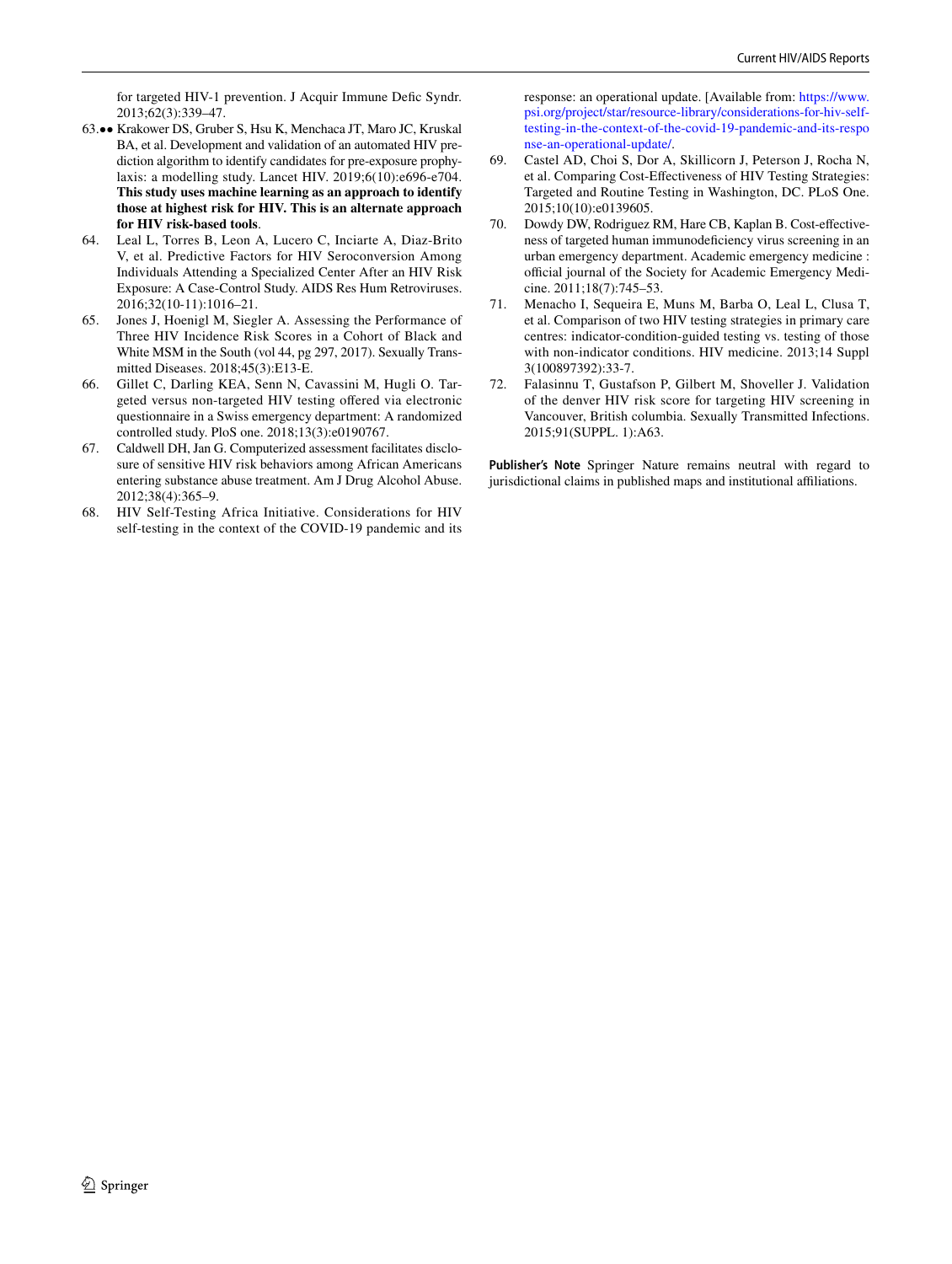for targeted HIV-1 prevention. J Acquir Immune Defic Syndr. 2013;62(3):339–47.

63.●● Krakower DS, Gruber S, Hsu K, Menchaca JT, Maro JC, Kruskal BA, et al. Development and validation of an automated HIV prediction algorithm to identify candidates for pre-exposure prophylaxis: a modelling study. Lancet HIV. 2019;6(10):e696-e704. **This study uses machine learning as an approach to identify those at highest risk for HIV. This is an alternate approach for HIV risk-based tools**.

64. Leal L, Torres B, Leon A, Lucero C, Inciarte A, Diaz-Brito V, et al. Predictive Factors for HIV Seroconversion Among Individuals Attending a Specialized Center After an HIV Risk Exposure: A Case-Control Study. AIDS Res Hum Retroviruses. 2016;32(10-11):1016–21.

65. Jones J, Hoenigl M, Siegler A. Assessing the Performance of Three HIV Incidence Risk Scores in a Cohort of Black and White MSM in the South (vol 44, pg 297, 2017). Sexually Transmitted Diseases. 2018;45(3):E13-E.

66. Gillet C, Darling KEA, Senn N, Cavassini M, Hugli O. Targeted versus non-targeted HIV testing offered via electronic questionnaire in a Swiss emergency department: A randomized controlled study. PloS one. 2018;13(3):e0190767.

67. Caldwell DH, Jan G. Computerized assessment facilitates disclosure of sensitive HIV risk behaviors among African Americans entering substance abuse treatment. Am J Drug Alcohol Abuse. 2012;38(4):365–9.

68. HIV Self-Testing Africa Initiative. Considerations for HIV self-testing in the context of the COVID-19 pandemic and its response: an operational update. [Available from: https://www.psi.org/project/star/resource-library/considerations-for-hiv-self-testing-in-the-context-of-the-covid-19-pandemic-and-its-response-an-operational-update/.

69. Castel AD, Choi S, Dor A, Skillicorn J, Peterson J, Rocha N, et al. Comparing Cost-Effectiveness of HIV Testing Strategies: Targeted and Routine Testing in Washington, DC. PLoS One. 2015;10(10):e0139605.

70. Dowdy DW, Rodriguez RM, Hare CB, Kaplan B. Cost-effectiveness of targeted human immunodeficiency virus screening in an urban emergency department. Academic emergency medicine : official journal of the Society for Academic Emergency Medicine. 2011;18(7):745–53.

71. Menacho I, Sequeira E, Muns M, Barba O, Leal L, Clusa T, et al. Comparison of two HIV testing strategies in primary care centres: indicator-condition-guided testing vs. testing of those with non-indicator conditions. HIV medicine. 2013;14 Suppl 3(100897392):33-7.

72. Falasinnu T, Gustafson P, Gilbert M, Shoveller J. Validation of the denver HIV risk score for targeting HIV screening in Vancouver, British columbia. Sexually Transmitted Infections. 2015;91(SUPPL. 1):A63.

**Publisher's Note** Springer Nature remains neutral with regard to jurisdictional claims in published maps and institutional affiliations.